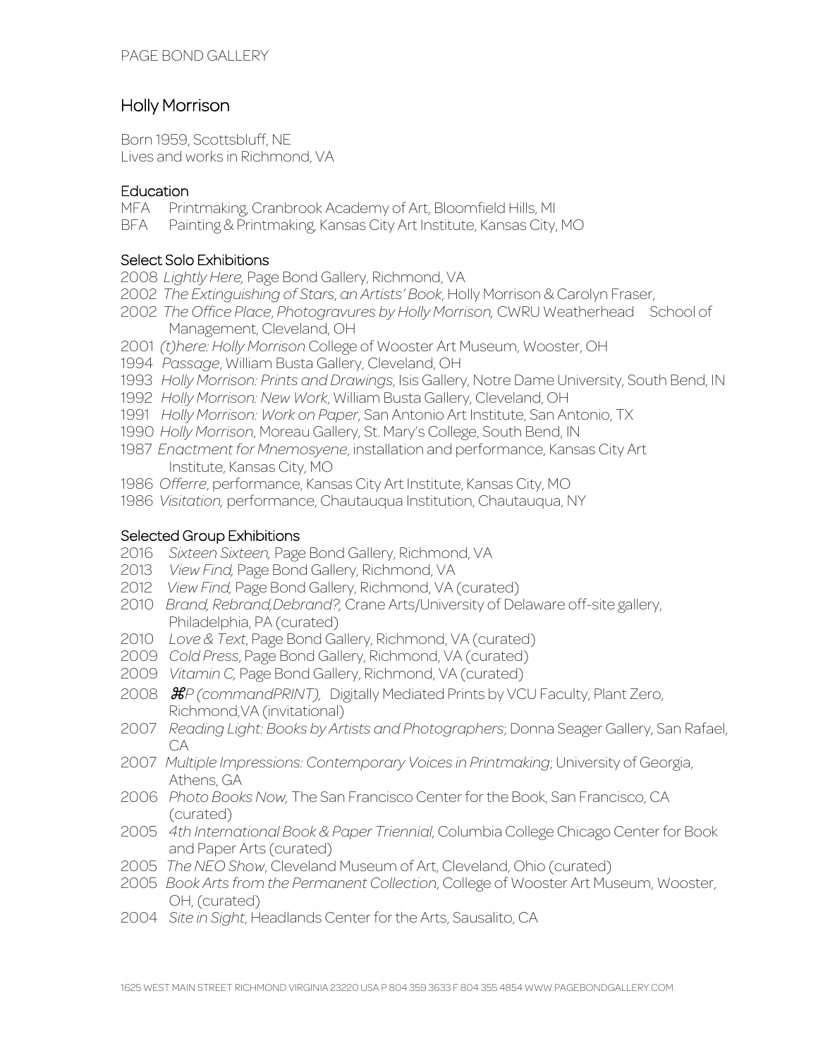PAGE BOND GALLERY

# Holly Morrison

Born 1959, Scottsbluff, NE
Lives and works in Richmond, VA

## Education

MFA Printmaking, Cranbrook Academy of Art, Bloomfield Hills, MI
BFA Painting & Printmaking, Kansas City Art Institute, Kansas City, MO

## Select Solo Exhibitions

2008 *Lightly Here,* Page Bond Gallery, Richmond, VA
2002 *The Extinguishing of Stars, an Artists' Book*, Holly Morrison & Carolyn Fraser,
2002 *The Office Place, Photogravures by Holly Morrison,* CWRU Weatherhead School of Management, Cleveland, OH
2001 *(t)here: Holly Morrison* College of Wooster Art Museum, Wooster, OH
1994 *Passage*, William Busta Gallery, Cleveland, OH
1993 *Holly Morrison: Prints and Drawings*, Isis Gallery, Notre Dame University, South Bend, IN
1992 *Holly Morrison: New Work*, William Busta Gallery, Cleveland, OH
1991 *Holly Morrison: Work on Paper*, San Antonio Art Institute, San Antonio, TX
1990 *Holly Morrison*, Moreau Gallery, St. Mary's College, South Bend, IN
1987 *Enactment for Mnemosyene*, installation and performance, Kansas City Art Institute, Kansas City, MO
1986 *Offerre*, performance, Kansas City Art Institute, Kansas City, MO
1986 *Visitation,* performance, Chautauqua Institution, Chautauqua, NY

## Selected Group Exhibitions

2016 *Sixteen Sixteen,* Page Bond Gallery, Richmond, VA
2013 *View Find,* Page Bond Gallery, Richmond, VA
2012 *View Find,* Page Bond Gallery, Richmond, VA (curated)
2010 *Brand, Rebrand,Debrand?,* Crane Arts/University of Delaware off-site gallery, Philadelphia, PA (curated)
2010 *Love & Text*, Page Bond Gallery, Richmond, VA (curated)
2009 *Cold Press*, Page Bond Gallery, Richmond, VA (curated)
2009 *Vitamin C,* Page Bond Gallery, Richmond, VA (curated)
2008 *⌘P (commandPRINT),* Digitally Mediated Prints by VCU Faculty, Plant Zero, Richmond,VA (invitational)
2007 *Reading Light: Books by Artists and Photographers*; Donna Seager Gallery, San Rafael, CA
2007 *Multiple Impressions: Contemporary Voices in Printmaking*; University of Georgia, Athens, GA
2006 *Photo Books Now,* The San Francisco Center for the Book, San Francisco, CA (curated)
2005 *4th International Book & Paper Triennial*, Columbia College Chicago Center for Book and Paper Arts (curated)
2005 *The NEO Show*, Cleveland Museum of Art, Cleveland, Ohio (curated)
2005 *Book Arts from the Permanent Collection,* College of Wooster Art Museum, Wooster, OH, (curated)
2004 *Site in Sight*, Headlands Center for the Arts, Sausalito, CA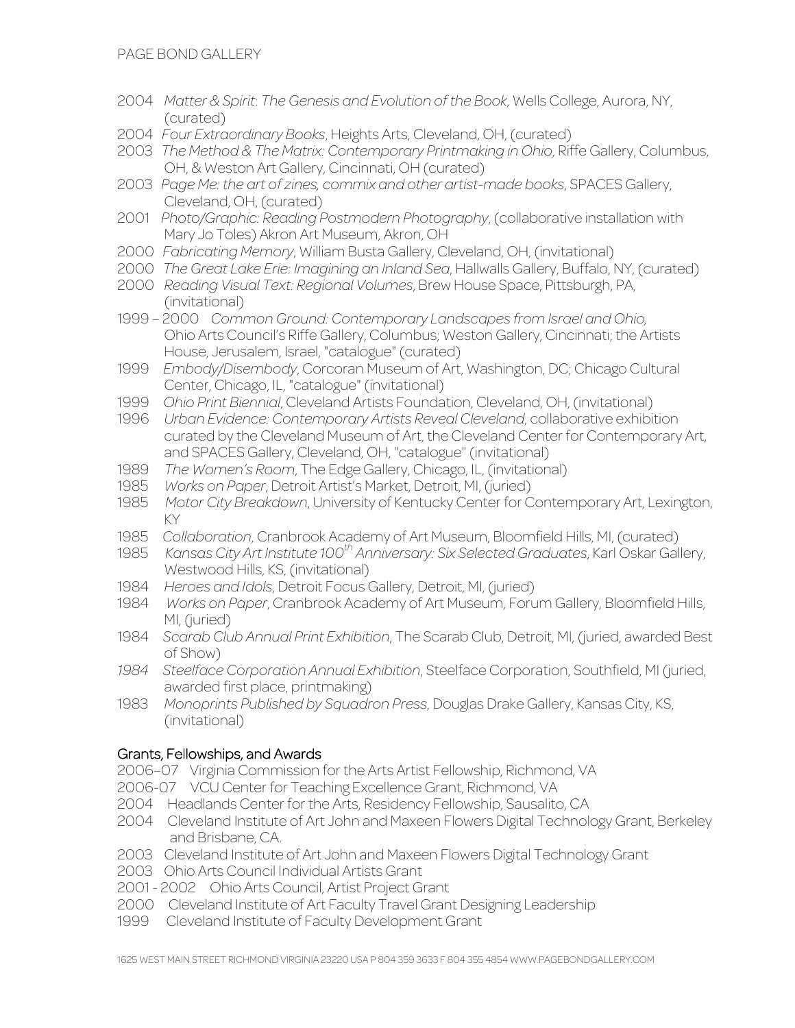2004 *Matter & Spirit*: *The Genesis and Evolution of the Book*, Wells College, Aurora, NY, (curated)

2004 *Four Extraordinary Books*, Heights Arts, Cleveland, OH, (curated)

2003 *The Method & The Matrix: Contemporary Printmaking in Ohio*, Riffe Gallery, Columbus, OH, & Weston Art Gallery, Cincinnati, OH (curated)

2003 *Page Me: the art of zines, commix and other artist-made books*, SPACES Gallery, Cleveland, OH, (curated)

2001 *Photo/Graphic: Reading Postmodern Photography*, (collaborative installation with Mary Jo Toles) Akron Art Museum, Akron, OH

2000 *Fabricating Memory*, William Busta Gallery, Cleveland, OH, (invitational)

2000 *The Great Lake Erie: Imagining an Inland Sea*, Hallwalls Gallery, Buffalo, NY, (curated)

2000 *Reading Visual Text: Regional Volumes*, Brew House Space, Pittsburgh, PA, (invitational)

1999 – 2000 *Common Ground: Contemporary Landscapes from Israel and Ohio,* Ohio Arts Council's Riffe Gallery, Columbus; Weston Gallery, Cincinnati; the Artists House, Jerusalem, Israel, "catalogue" (curated)

1999 *Embody/Disembody*, Corcoran Museum of Art, Washington, DC; Chicago Cultural Center, Chicago, IL, "catalogue" (invitational)

1999 *Ohio Print Biennial*, Cleveland Artists Foundation, Cleveland, OH, (invitational)

1996 *Urban Evidence: Contemporary Artists Reveal Cleveland*, collaborative exhibition curated by the Cleveland Museum of Art, the Cleveland Center for Contemporary Art, and SPACES Gallery, Cleveland, OH, "catalogue" (invitational)

1989 *The Women's Room*, The Edge Gallery, Chicago, IL, (invitational)

1985 *Works on Paper*, Detroit Artist's Market, Detroit, MI, (juried)

1985 *Motor City Breakdown*, University of Kentucky Center for Contemporary Art, Lexington, KY

1985 *Collaboration*, Cranbrook Academy of Art Museum, Bloomfield Hills, MI, (curated)

1985 *Kansas City Art Institute 100th Anniversary: Six Selected Graduates*, Karl Oskar Gallery, Westwood Hills, KS, (invitational)

1984 *Heroes and Idols*, Detroit Focus Gallery, Detroit, MI, (juried)

1984 *Works on Paper*, Cranbrook Academy of Art Museum, Forum Gallery, Bloomfield Hills, MI, (juried)

1984 *Scarab Club Annual Print Exhibition*, The Scarab Club, Detroit, MI, (juried, awarded Best of Show)

*1984* *Steelface Corporation Annual Exhibition*, Steelface Corporation, Southfield, MI (juried, awarded first place, printmaking)

1983 *Monoprints Published by Squadron Press*, Douglas Drake Gallery, Kansas City, KS, (invitational)

## Grants, Fellowships, and Awards

2006–07 Virginia Commission for the Arts Artist Fellowship, Richmond, VA

2006-07 VCU Center for Teaching Excellence Grant, Richmond, VA

2004 Headlands Center for the Arts, Residency Fellowship, Sausalito, CA

2004 Cleveland Institute of Art John and Maxeen Flowers Digital Technology Grant, Berkeley and Brisbane, CA.

2003 Cleveland Institute of Art John and Maxeen Flowers Digital Technology Grant

2003 Ohio Arts Council Individual Artists Grant

2001 - 2002 Ohio Arts Council, Artist Project Grant

2000 Cleveland Institute of Art Faculty Travel Grant Designing Leadership

1999 Cleveland Institute of Faculty Development Grant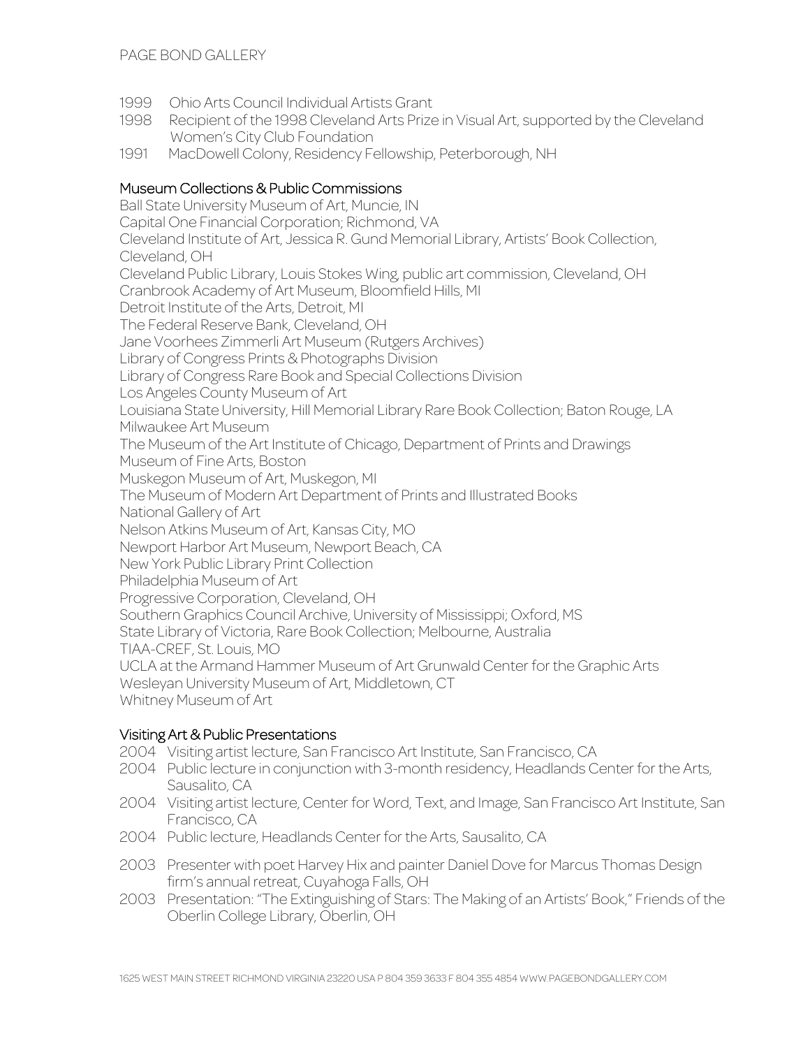- 1999 Ohio Arts Council Individual Artists Grant
- 1998 Recipient of the 1998 Cleveland Arts Prize in Visual Art, supported by the Cleveland Women's City Club Foundation
- 1991 MacDowell Colony, Residency Fellowship, Peterborough, NH

## Museum Collections & Public Commissions

Ball State University Museum of Art, Muncie, IN
Capital One Financial Corporation; Richmond, VA
Cleveland Institute of Art, Jessica R. Gund Memorial Library, Artists' Book Collection, Cleveland, OH
Cleveland Public Library, Louis Stokes Wing, public art commission, Cleveland, OH
Cranbrook Academy of Art Museum, Bloomfield Hills, MI
Detroit Institute of the Arts, Detroit, MI
The Federal Reserve Bank, Cleveland, OH
Jane Voorhees Zimmerli Art Museum (Rutgers Archives)
Library of Congress Prints & Photographs Division
Library of Congress Rare Book and Special Collections Division
Los Angeles County Museum of Art
Louisiana State University, Hill Memorial Library Rare Book Collection; Baton Rouge, LA
Milwaukee Art Museum
The Museum of the Art Institute of Chicago, Department of Prints and Drawings
Museum of Fine Arts, Boston
Muskegon Museum of Art, Muskegon, MI
The Museum of Modern Art Department of Prints and Illustrated Books
National Gallery of Art
Nelson Atkins Museum of Art, Kansas City, MO
Newport Harbor Art Museum, Newport Beach, CA
New York Public Library Print Collection
Philadelphia Museum of Art
Progressive Corporation, Cleveland, OH
Southern Graphics Council Archive, University of Mississippi; Oxford, MS
State Library of Victoria, Rare Book Collection; Melbourne, Australia
TIAA-CREF, St. Louis, MO
UCLA at the Armand Hammer Museum of Art Grunwald Center for the Graphic Arts
Wesleyan University Museum of Art, Middletown, CT
Whitney Museum of Art

## Visiting Art & Public Presentations

- 2004 Visiting artist lecture, San Francisco Art Institute, San Francisco, CA
- 2004 Public lecture in conjunction with 3-month residency, Headlands Center for the Arts, Sausalito, CA
- 2004 Visiting artist lecture, Center for Word, Text, and Image, San Francisco Art Institute, San Francisco, CA
- 2004 Public lecture, Headlands Center for the Arts, Sausalito, CA
- 2003 Presenter with poet Harvey Hix and painter Daniel Dove for Marcus Thomas Design firm's annual retreat, Cuyahoga Falls, OH
- 2003 Presentation: "The Extinguishing of Stars: The Making of an Artists' Book," Friends of the Oberlin College Library, Oberlin, OH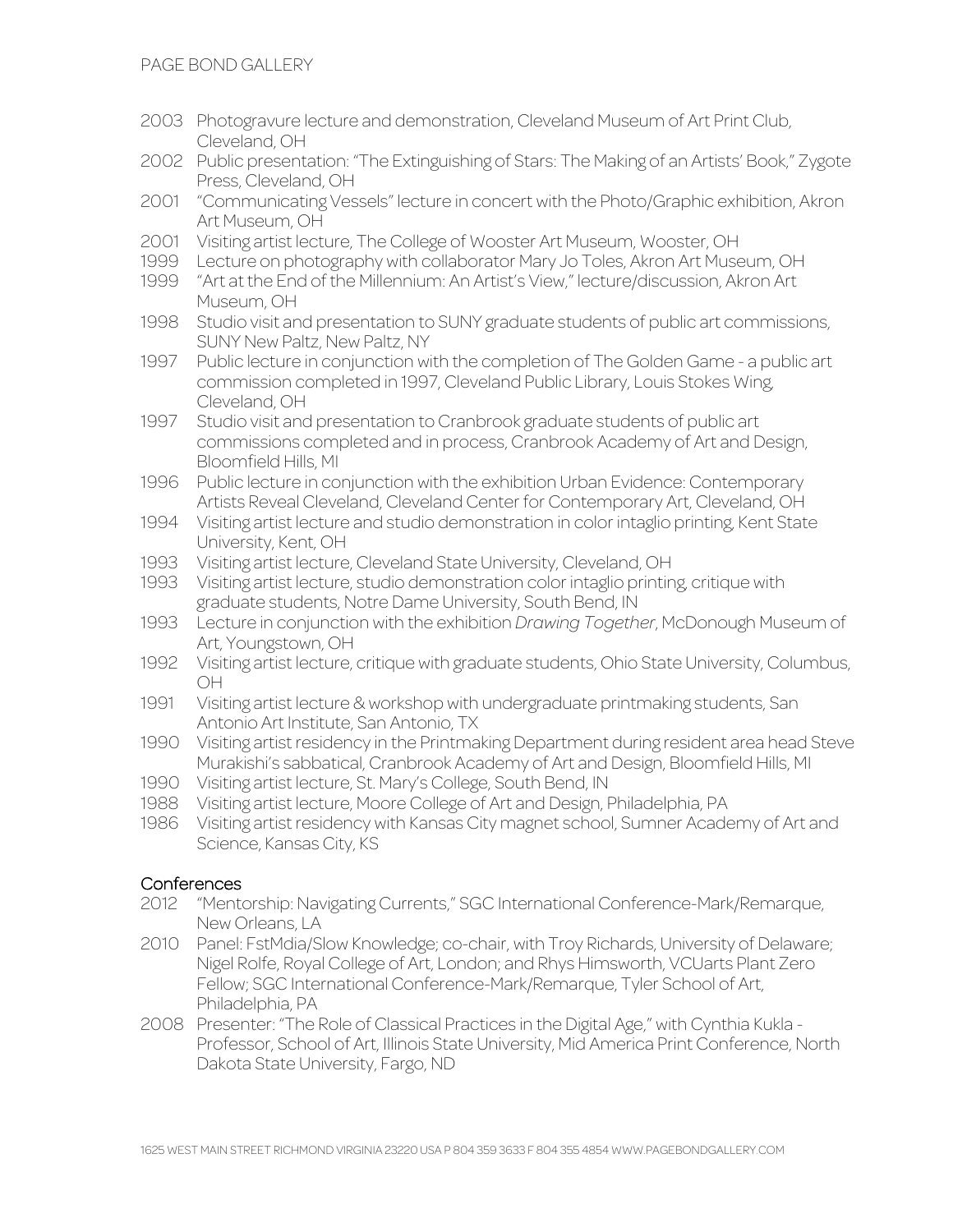2003 Photogravure lecture and demonstration, Cleveland Museum of Art Print Club, Cleveland, OH

2002 Public presentation: "The Extinguishing of Stars: The Making of an Artists' Book," Zygote Press, Cleveland, OH

2001 "Communicating Vessels" lecture in concert with the Photo/Graphic exhibition, Akron Art Museum, OH

2001 Visiting artist lecture, The College of Wooster Art Museum, Wooster, OH

1999 Lecture on photography with collaborator Mary Jo Toles, Akron Art Museum, OH

1999 "Art at the End of the Millennium: An Artist's View," lecture/discussion, Akron Art Museum, OH

1998 Studio visit and presentation to SUNY graduate students of public art commissions, SUNY New Paltz, New Paltz, NY

1997 Public lecture in conjunction with the completion of The Golden Game - a public art commission completed in 1997, Cleveland Public Library, Louis Stokes Wing, Cleveland, OH

1997 Studio visit and presentation to Cranbrook graduate students of public art commissions completed and in process, Cranbrook Academy of Art and Design, Bloomfield Hills, MI

1996 Public lecture in conjunction with the exhibition Urban Evidence: Contemporary Artists Reveal Cleveland, Cleveland Center for Contemporary Art, Cleveland, OH

1994 Visiting artist lecture and studio demonstration in color intaglio printing, Kent State University, Kent, OH

1993 Visiting artist lecture, Cleveland State University, Cleveland, OH

1993 Visiting artist lecture, studio demonstration color intaglio printing, critique with graduate students, Notre Dame University, South Bend, IN

1993 Lecture in conjunction with the exhibition *Drawing Together*, McDonough Museum of Art, Youngstown, OH

1992 Visiting artist lecture, critique with graduate students, Ohio State University, Columbus, OH

1991 Visiting artist lecture & workshop with undergraduate printmaking students, San Antonio Art Institute, San Antonio, TX

1990 Visiting artist residency in the Printmaking Department during resident area head Steve Murakishi's sabbatical, Cranbrook Academy of Art and Design, Bloomfield Hills, MI

1990 Visiting artist lecture, St. Mary's College, South Bend, IN

1988 Visiting artist lecture, Moore College of Art and Design, Philadelphia, PA

1986 Visiting artist residency with Kansas City magnet school, Sumner Academy of Art and Science, Kansas City, KS

## Conferences

2012 "Mentorship: Navigating Currents," SGC International Conference-Mark/Remarque, New Orleans, LA

2010 Panel: FstMdia/Slow Knowledge; co-chair, with Troy Richards, University of Delaware; Nigel Rolfe, Royal College of Art, London; and Rhys Himsworth, VCUarts Plant Zero Fellow; SGC International Conference-Mark/Remarque, Tyler School of Art, Philadelphia, PA

2008 Presenter: "The Role of Classical Practices in the Digital Age," with Cynthia Kukla - Professor, School of Art, Illinois State University, Mid America Print Conference, North Dakota State University, Fargo, ND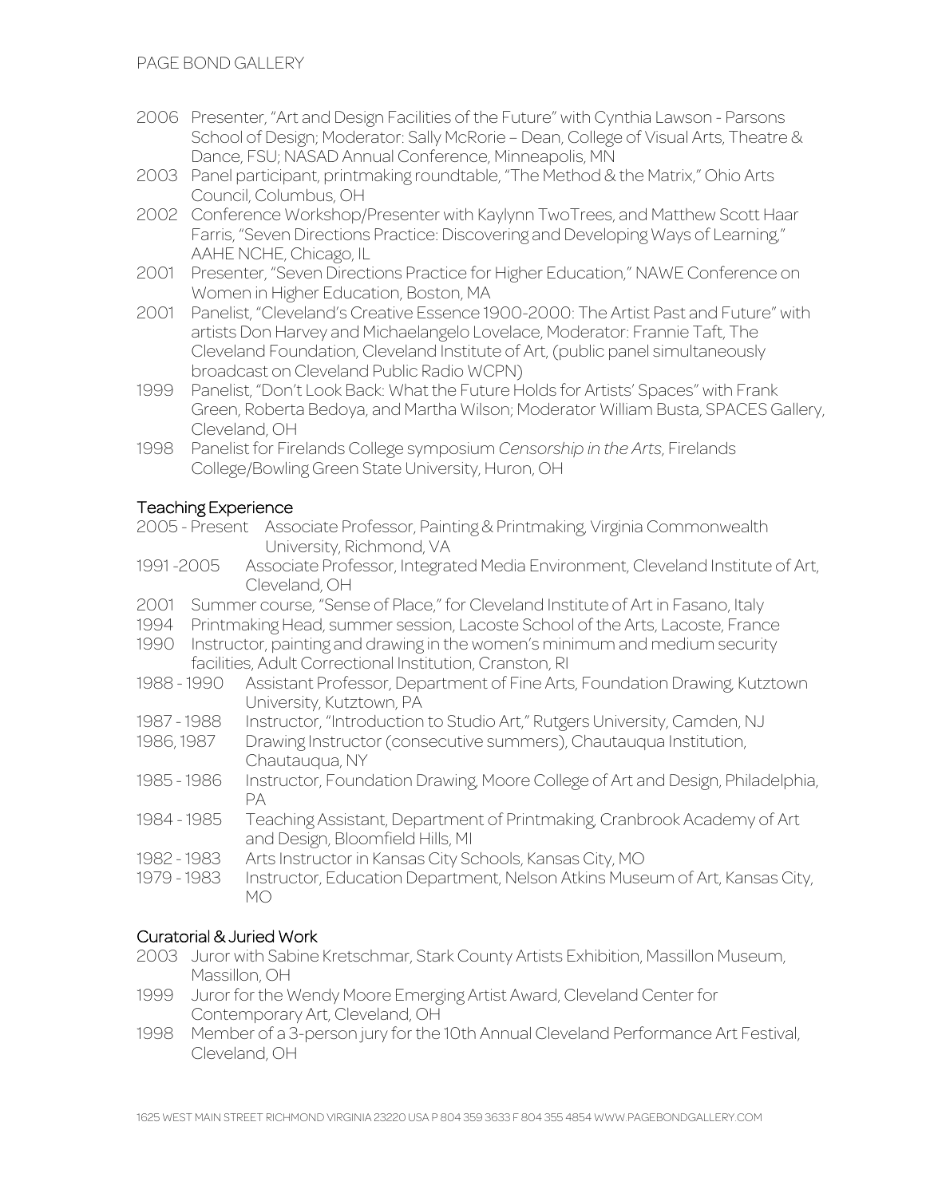2006 Presenter, "Art and Design Facilities of the Future" with Cynthia Lawson - Parsons School of Design; Moderator: Sally McRorie – Dean, College of Visual Arts, Theatre & Dance, FSU; NASAD Annual Conference, Minneapolis, MN

2003 Panel participant, printmaking roundtable, "The Method & the Matrix," Ohio Arts Council, Columbus, OH

2002 Conference Workshop/Presenter with Kaylynn TwoTrees, and Matthew Scott Haar Farris, "Seven Directions Practice: Discovering and Developing Ways of Learning," AAHE NCHE, Chicago, IL

2001 Presenter, "Seven Directions Practice for Higher Education," NAWE Conference on Women in Higher Education, Boston, MA

2001 Panelist, "Cleveland's Creative Essence 1900-2000: The Artist Past and Future" with artists Don Harvey and Michaelangelo Lovelace, Moderator: Frannie Taft, The Cleveland Foundation, Cleveland Institute of Art, (public panel simultaneously broadcast on Cleveland Public Radio WCPN)

1999 Panelist, "Don't Look Back: What the Future Holds for Artists' Spaces" with Frank Green, Roberta Bedoya, and Martha Wilson; Moderator William Busta, SPACES Gallery, Cleveland, OH

1998 Panelist for Firelands College symposium *Censorship in the Arts*, Firelands College/Bowling Green State University, Huron, OH

## Teaching Experience

2005 - Present Associate Professor, Painting & Printmaking, Virginia Commonwealth University, Richmond, VA

1991 -2005 Associate Professor, Integrated Media Environment, Cleveland Institute of Art, Cleveland, OH

2001 Summer course, "Sense of Place," for Cleveland Institute of Art in Fasano, Italy

1994 Printmaking Head, summer session, Lacoste School of the Arts, Lacoste, France

1990 Instructor, painting and drawing in the women's minimum and medium security facilities, Adult Correctional Institution, Cranston, RI

1988 - 1990 Assistant Professor, Department of Fine Arts, Foundation Drawing, Kutztown University, Kutztown, PA

1987 - 1988 Instructor, "Introduction to Studio Art," Rutgers University, Camden, NJ

1986, 1987 Drawing Instructor (consecutive summers), Chautauqua Institution, Chautauqua, NY

1985 - 1986 Instructor, Foundation Drawing, Moore College of Art and Design, Philadelphia, PA

1984 - 1985 Teaching Assistant, Department of Printmaking, Cranbrook Academy of Art and Design, Bloomfield Hills, MI

1982 - 1983 Arts Instructor in Kansas City Schools, Kansas City, MO

1979 - 1983 Instructor, Education Department, Nelson Atkins Museum of Art, Kansas City, MO

## Curatorial & Juried Work

2003 Juror with Sabine Kretschmar, Stark County Artists Exhibition, Massillon Museum, Massillon, OH

1999 Juror for the Wendy Moore Emerging Artist Award, Cleveland Center for Contemporary Art, Cleveland, OH

1998 Member of a 3-person jury for the 10th Annual Cleveland Performance Art Festival, Cleveland, OH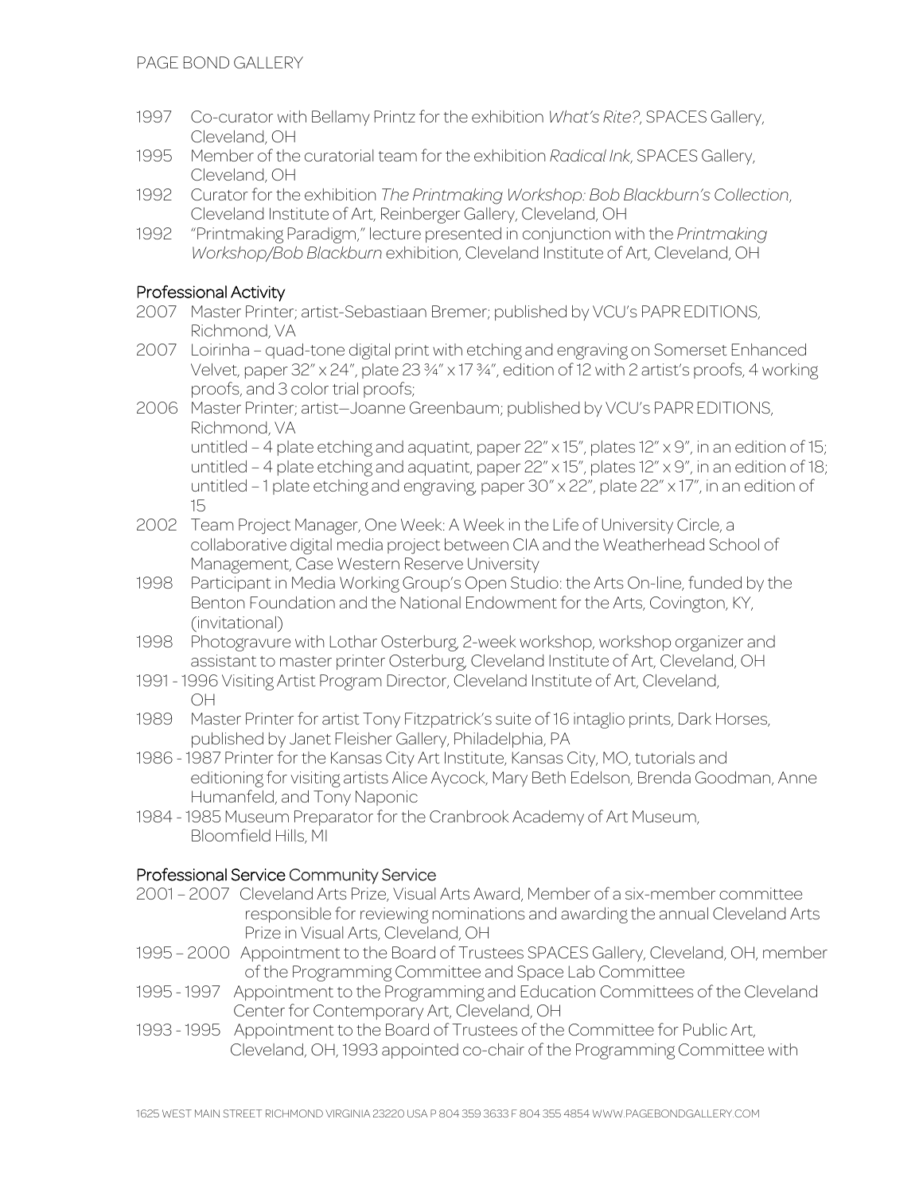1997 Co-curator with Bellamy Printz for the exhibition *What's Rite?*, SPACES Gallery, Cleveland, OH

1995 Member of the curatorial team for the exhibition *Radical Ink*, SPACES Gallery, Cleveland, OH

1992 Curator for the exhibition *The Printmaking Workshop: Bob Blackburn's Collection*, Cleveland Institute of Art, Reinberger Gallery, Cleveland, OH

1992 "Printmaking Paradigm," lecture presented in conjunction with the *Printmaking Workshop/Bob Blackburn* exhibition, Cleveland Institute of Art, Cleveland, OH

## Professional Activity

2007 Master Printer; artist-Sebastiaan Bremer; published by VCU's PAPR EDITIONS, Richmond, VA

2007 Loirinha – quad-tone digital print with etching and engraving on Somerset Enhanced Velvet, paper 32" x 24", plate 23 ¾" x 17 ¾", edition of 12 with 2 artist's proofs, 4 working proofs, and 3 color trial proofs;

2006 Master Printer; artist—Joanne Greenbaum; published by VCU's PAPR EDITIONS, Richmond, VA
untitled – 4 plate etching and aquatint, paper 22" x 15", plates 12" x 9", in an edition of 15;
untitled – 4 plate etching and aquatint, paper 22" x 15", plates 12" x 9", in an edition of 18;
untitled – 1 plate etching and engraving, paper 30" x 22", plate 22" x 17", in an edition of 15

2002 Team Project Manager, One Week: A Week in the Life of University Circle, a collaborative digital media project between CIA and the Weatherhead School of Management, Case Western Reserve University

1998 Participant in Media Working Group's Open Studio: the Arts On-line, funded by the Benton Foundation and the National Endowment for the Arts, Covington, KY, (invitational)

1998 Photogravure with Lothar Osterburg, 2-week workshop, workshop organizer and assistant to master printer Osterburg, Cleveland Institute of Art, Cleveland, OH

1991 - 1996 Visiting Artist Program Director, Cleveland Institute of Art, Cleveland, OH

1989 Master Printer for artist Tony Fitzpatrick's suite of 16 intaglio prints, Dark Horses, published by Janet Fleisher Gallery, Philadelphia, PA

1986 - 1987 Printer for the Kansas City Art Institute, Kansas City, MO, tutorials and editioning for visiting artists Alice Aycock, Mary Beth Edelson, Brenda Goodman, Anne Humanfeld, and Tony Naponic

1984 - 1985 Museum Preparator for the Cranbrook Academy of Art Museum, Bloomfield Hills, MI

## Professional Service Community Service

2001 – 2007 Cleveland Arts Prize, Visual Arts Award, Member of a six-member committee responsible for reviewing nominations and awarding the annual Cleveland Arts Prize in Visual Arts, Cleveland, OH

1995 – 2000 Appointment to the Board of Trustees SPACES Gallery, Cleveland, OH, member of the Programming Committee and Space Lab Committee

1995 - 1997 Appointment to the Programming and Education Committees of the Cleveland Center for Contemporary Art, Cleveland, OH

1993 - 1995 Appointment to the Board of Trustees of the Committee for Public Art, Cleveland, OH, 1993 appointed co-chair of the Programming Committee with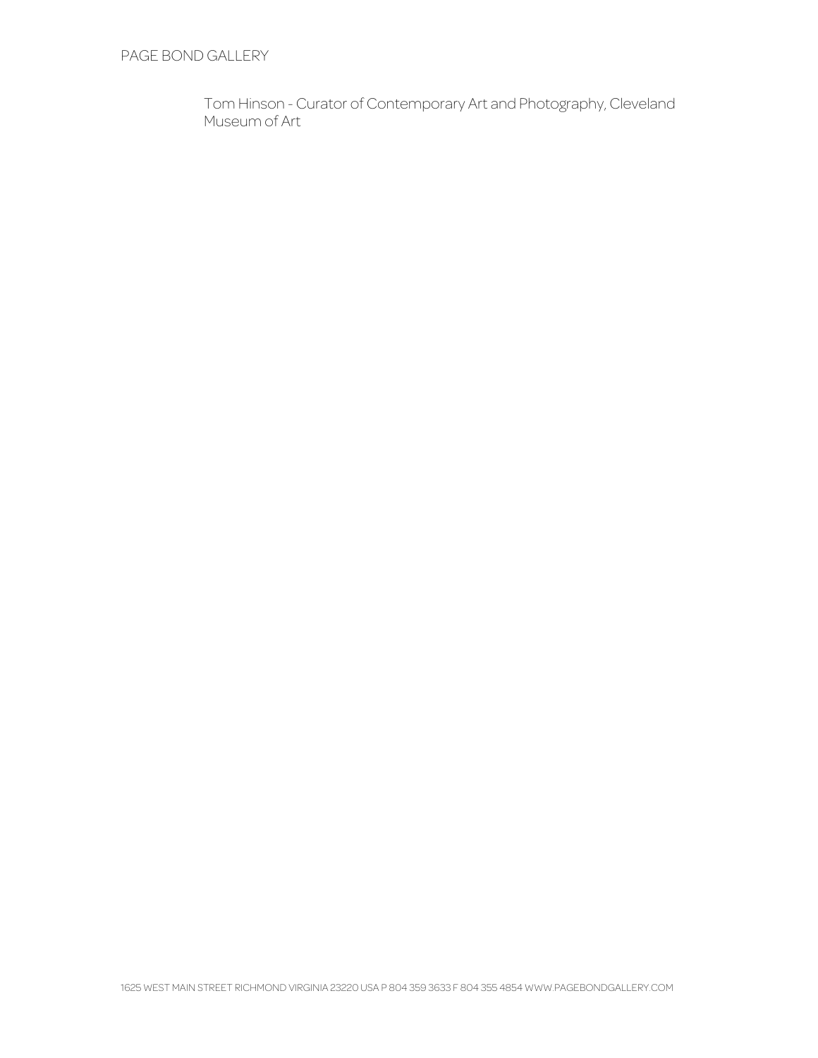Tom Hinson - Curator of Contemporary Art and Photography, Cleveland Museum of Art